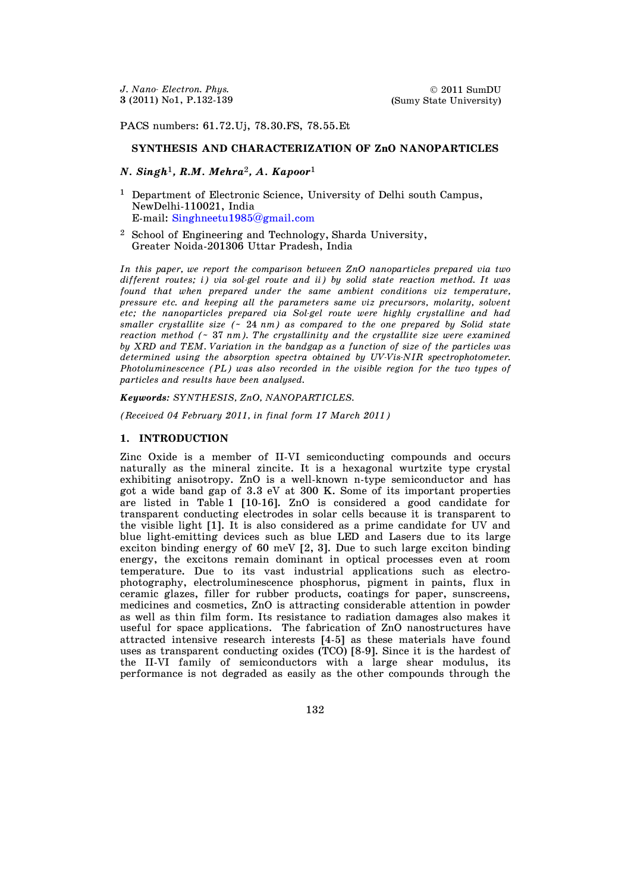PACS numbers: 61.72.Uj, 78.30.FS, 78.55.Et

# SYNTHESIS AND CHARACTERIZATION OF ZnO NANOPARTICLES

***N. Singh*[1]*, R.M. Mehra*[2]*, A. Kapoor*[1]**

[1] Department of Electronic Science, University of Delhi south Campus, NewDelhi-110021, India
E-mail: Singhneetu1985@gmail.com

[2] School of Engineering and Technology, Sharda University, Greater Noida-201306 Uttar Pradesh, India

*In this paper, we report the comparison between ZnO nanoparticles prepared via two different routes; i) via sol-gel route and ii) by solid state reaction method. It was found that when prepared under the same ambient conditions viz temperature, pressure etc. and keeping all the parameters same viz precursors, molarity, solvent etc; the nanoparticles prepared via Sol-gel route were highly crystalline and had smaller crystallite size (~ 24 nm) as compared to the one prepared by Solid state reaction method (~ 37 nm). The crystallinity and the crystallite size were examined by XRD and TEM. Variation in the bandgap as a function of size of the particles was determined using the absorption spectra obtained by UV-Vis-NIR spectrophotometer. Photoluminescence (PL) was also recorded in the visible region for the two types of particles and results have been analysed.*

***Keywords:** SYNTHESIS, ZnO, NANOPARTICLES.*

*(Received 04 February 2011, in final form 17 March 2011)*

## 1. INTRODUCTION

Zinc Oxide is a member of II-VI semiconducting compounds and occurs naturally as the mineral zincite. It is a hexagonal wurtzite type crystal exhibiting anisotropy. ZnO is a well-known n-type semiconductor and has got a wide band gap of 3.3 eV at 300 K. Some of its important properties are listed in Table 1 [10-16]. ZnO is considered a good candidate for transparent conducting electrodes in solar cells because it is transparent to the visible light [1]. It is also considered as a prime candidate for UV and blue light-emitting devices such as blue LED and Lasers due to its large exciton binding energy of 60 meV [2, 3]. Due to such large exciton binding energy, the excitons remain dominant in optical processes even at room temperature. Due to its vast industrial applications such as electro-photography, electroluminescence phosphorus, pigment in paints, flux in ceramic glazes, filler for rubber products, coatings for paper, sunscreens, medicines and cosmetics, ZnO is attracting considerable attention in powder as well as thin film form. Its resistance to radiation damages also makes it useful for space applications. The fabrication of ZnO nanostructures have attracted intensive research interests [4-5] as these materials have found uses as transparent conducting oxides (TCO) [8-9]. Since it is the hardest of the II-VI family of semiconductors with a large shear modulus, its performance is not degraded as easily as the other compounds through the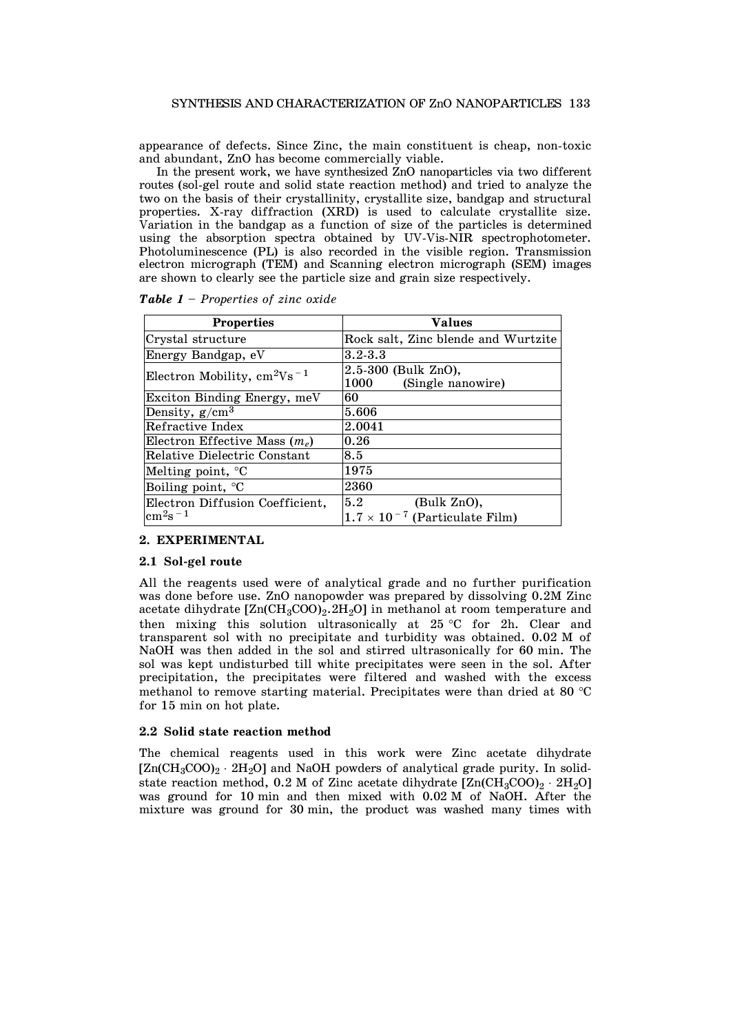appearance of defects. Since Zinc, the main constituent is cheap, non-toxic and abundant, ZnO has become commercially viable.

In the present work, we have synthesized ZnO nanoparticles via two different routes (sol-gel route and solid state reaction method) and tried to analyze the two on the basis of their crystallinity, crystallite size, bandgap and structural properties. X-ray diffraction (XRD) is used to calculate crystallite size. Variation in the bandgap as a function of size of the particles is determined using the absorption spectra obtained by UV-Vis-NIR spectrophotometer. Photoluminescence (PL) is also recorded in the visible region. Transmission electron micrograph (TEM) and Scanning electron micrograph (SEM) images are shown to clearly see the particle size and grain size respectively.

***Table 1*** *– Properties of zinc oxide*

| Properties | Values |
|---|---|
| Crystal structure | Rock salt, Zinc blende and Wurtzite |
| Energy Bandgap, eV | 3.2-3.3 |
| Electron Mobility, $cm^2Vs^{-1}$ | 2.5-300 (Bulk ZnO),<br>1000 (Single nanowire) |
| Exciton Binding Energy, meV | 60 |
| Density, $g/cm^3$ | 5.606 |
| Refractive Index | 2.0041 |
| Electron Effective Mass ($m_e$) | 0.26 |
| Relative Dielectric Constant | 8.5 |
| Melting point, °C | 1975 |
| Boiling point, °C | 2360 |
| Electron Diffusion Coefficient, $cm^2s^{-1}$ | 5.2 (Bulk ZnO),<br>$1.7 \times 10^{-7}$ (Particulate Film) |

## 2. EXPERIMENTAL

### 2.1 Sol-gel route

All the reagents used were of analytical grade and no further purification was done before use. ZnO nanopowder was prepared by dissolving 0.2M Zinc acetate dihydrate $[Zn(CH_3COO)_2.2H_2O]$ in methanol at room temperature and then mixing this solution ultrasonically at 25 °C for 2h. Clear and transparent sol with no precipitate and turbidity was obtained. 0.02 M of NaOH was then added in the sol and stirred ultrasonically for 60 min. The sol was kept undisturbed till white precipitates were seen in the sol. After precipitation, the precipitates were filtered and washed with the excess methanol to remove starting material. Precipitates were than dried at 80 °C for 15 min on hot plate.

### 2.2 Solid state reaction method

The chemical reagents used in this work were Zinc acetate dihydrate $[Zn(CH_3COO)_2 \cdot 2H_2O]$ and NaOH powders of analytical grade purity. In solid-state reaction method, 0.2 M of Zinc acetate dihydrate $[Zn(CH_3COO)_2 \cdot 2H_2O]$ was ground for 10 min and then mixed with 0.02 M of NaOH. After the mixture was ground for 30 min, the product was washed many times with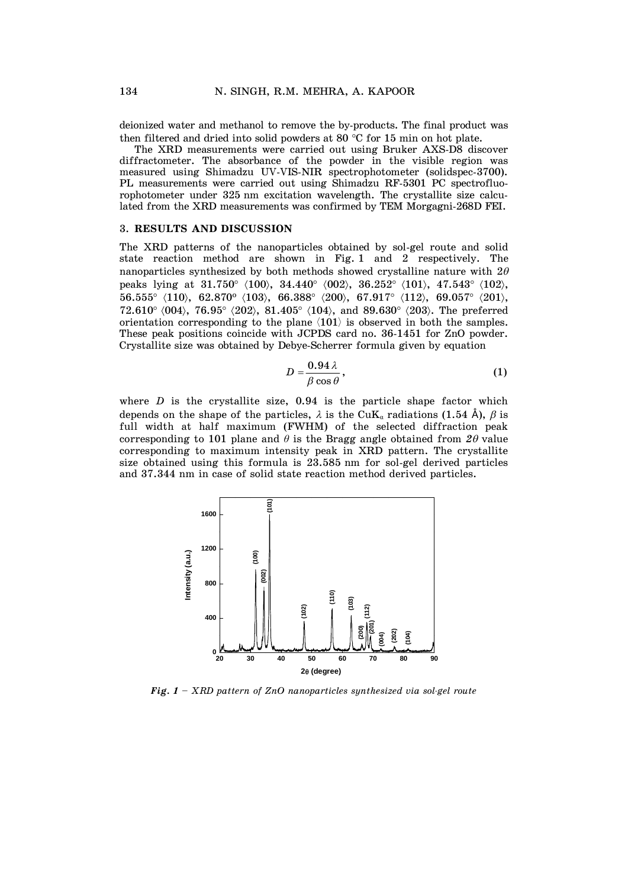deionized water and methanol to remove the by-products. The final product was then filtered and dried into solid powders at 80 °C for 15 min on hot plate.

The XRD measurements were carried out using Bruker AXS-D8 discover diffractometer. The absorbance of the powder in the visible region was measured using Shimadzu UV-VIS-NIR spectrophotometer (solidspec-3700). PL measurements were carried out using Shimadzu RF-5301 PC spectrofluorophotometer under 325 nm excitation wavelength. The crystallite size calculated from the XRD measurements was confirmed by TEM Morgagni-268D FEI.

## 3. RESULTS AND DISCUSSION

The XRD patterns of the nanoparticles obtained by sol-gel route and solid state reaction method are shown in Fig. 1 and 2 respectively. The nanoparticles synthesized by both methods showed crystalline nature with $2\theta$ peaks lying at 31.750° ⟨100⟩, 34.440° ⟨002⟩, 36.252° ⟨101⟩, 47.543° ⟨102⟩, 56.555° ⟨110⟩, 62.870° ⟨103⟩, 66.388° ⟨200⟩, 67.917° ⟨112⟩, 69.057° ⟨201⟩, 72.610° ⟨004⟩, 76.95° ⟨202⟩, 81.405° ⟨104⟩, and 89.630° ⟨203⟩. The preferred orientation corresponding to the plane ⟨101⟩ is observed in both the samples. These peak positions coincide with JCPDS card no. 36-1451 for ZnO powder. Crystallite size was obtained by Debye-Scherrer formula given by equation

$$D = \frac{0.94\lambda}{\beta \cos\theta}, \tag{1}$$

where $D$ is the crystallite size, 0.94 is the particle shape factor which depends on the shape of the particles, $\lambda$ is the $CuK_{\alpha}$ radiations (1.54 Å), $\beta$ is full width at half maximum (FWHM) of the selected diffraction peak corresponding to 101 plane and $\theta$ is the Bragg angle obtained from $2\theta$ value corresponding to maximum intensity peak in XRD pattern. The crystallite size obtained using this formula is 23.585 nm for sol-gel derived particles and 37.344 nm in case of solid state reaction method derived particles.

*Fig. 1 – XRD pattern of ZnO nanoparticles synthesized via sol-gel route*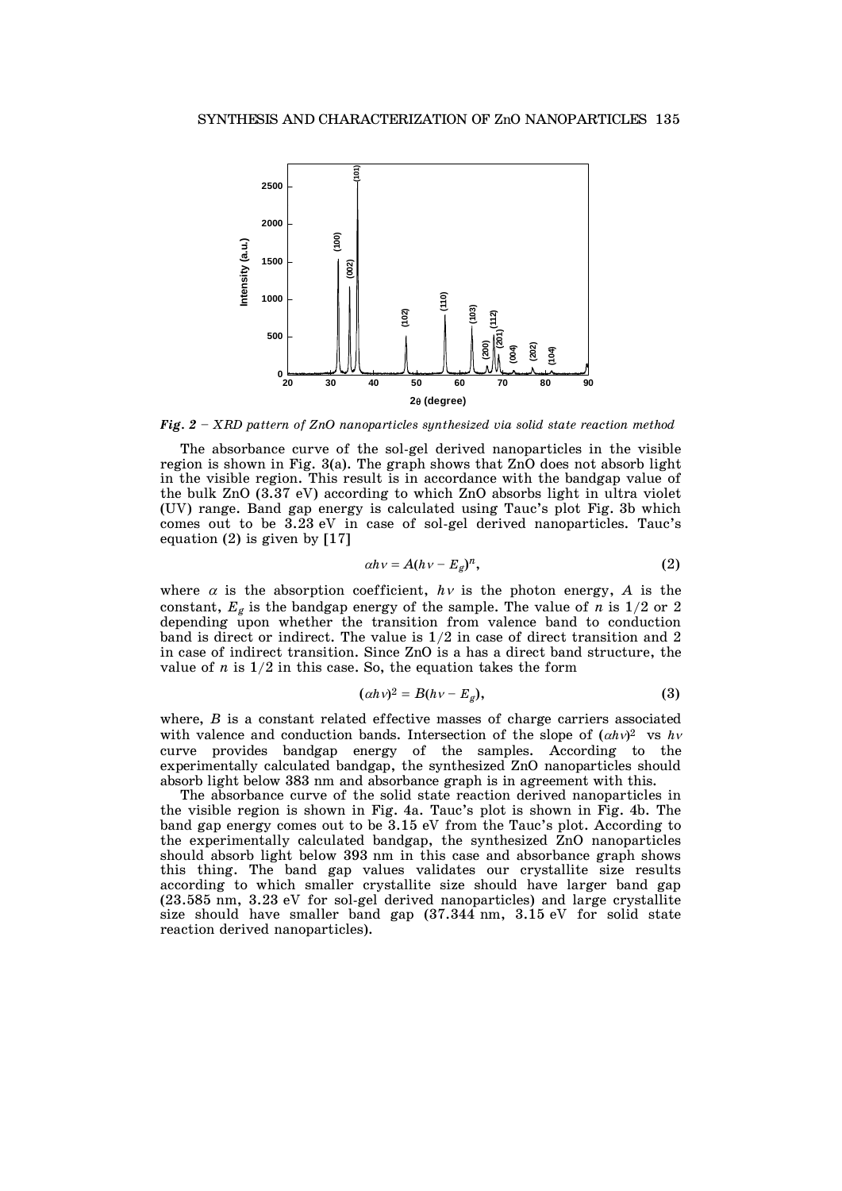*Fig. 2* – *XRD pattern of ZnO nanoparticles synthesized via solid state reaction method*

The absorbance curve of the sol-gel derived nanoparticles in the visible region is shown in Fig. 3(a). The graph shows that ZnO does not absorb light in the visible region. This result is in accordance with the bandgap value of the bulk ZnO (3.37 eV) according to which ZnO absorbs light in ultra violet (UV) range. Band gap energy is calculated using Tauc's plot Fig. 3b which comes out to be 3.23 eV in case of sol-gel derived nanoparticles. Tauc's equation (2) is given by [17]

$$\alpha h\nu = A(h\nu - E_g)^n, \tag{2}$$

where $\alpha$ is the absorption coefficient, $h\nu$ is the photon energy, $A$ is the constant, $E_g$ is the bandgap energy of the sample. The value of $n$ is 1/2 or 2 depending upon whether the transition from valence band to conduction band is direct or indirect. The value is 1/2 in case of direct transition and 2 in case of indirect transition. Since ZnO is a has a direct band structure, the value of $n$ is 1/2 in this case. So, the equation takes the form

$$(\alpha h\nu)^2 = B(h\nu - E_g), \tag{3}$$

where, $B$ is a constant related effective masses of charge carriers associated with valence and conduction bands. Intersection of the slope of $(\alpha h\nu)^2$ vs $h\nu$ curve provides bandgap energy of the samples. According to the experimentally calculated bandgap, the synthesized ZnO nanoparticles should absorb light below 383 nm and absorbance graph is in agreement with this.

The absorbance curve of the solid state reaction derived nanoparticles in the visible region is shown in Fig. 4a. Tauc's plot is shown in Fig. 4b. The band gap energy comes out to be 3.15 eV from the Tauc's plot. According to the experimentally calculated bandgap, the synthesized ZnO nanoparticles should absorb light below 393 nm in this case and absorbance graph shows this thing. The band gap values validates our crystallite size results according to which smaller crystallite size should have larger band gap (23.585 nm, 3.23 eV for sol-gel derived nanoparticles) and large crystallite size should have smaller band gap (37.344 nm, 3.15 eV for solid state reaction derived nanoparticles).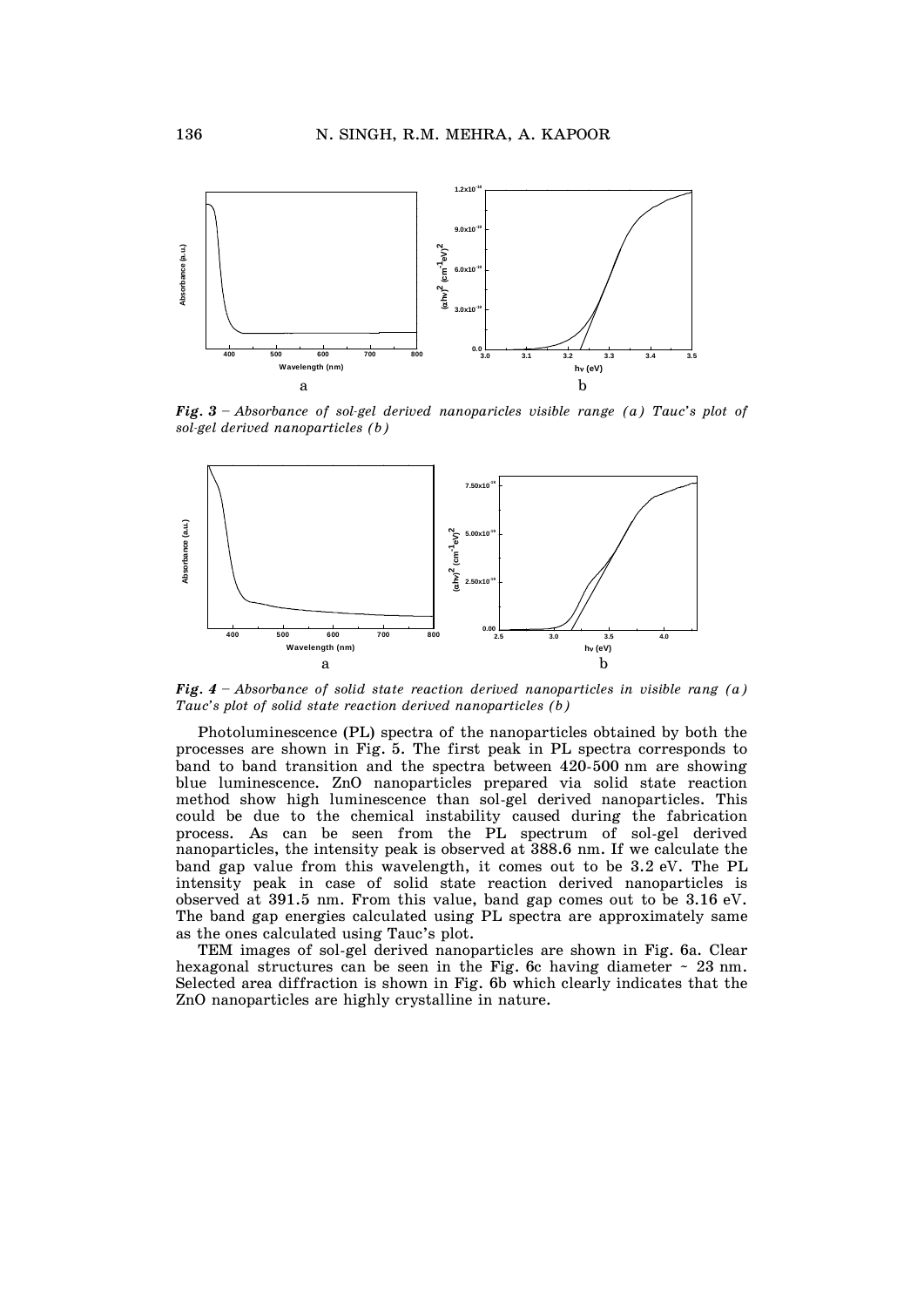*Fig. 3* – *Absorbance of sol-gel derived nanoparicles visible range (a) Tauc's plot of sol-gel derived nanoparticles (b)*

*Fig. 4* – *Absorbance of solid state reaction derived nanoparticles in visible rang (a) Tauc's plot of solid state reaction derived nanoparticles (b)*

Photoluminescence (PL) spectra of the nanoparticles obtained by both the processes are shown in Fig. 5. The first peak in PL spectra corresponds to band to band transition and the spectra between 420-500 nm are showing blue luminescence. ZnO nanoparticles prepared via solid state reaction method show high luminescence than sol-gel derived nanoparticles. This could be due to the chemical instability caused during the fabrication process. As can be seen from the PL spectrum of sol-gel derived nanoparticles, the intensity peak is observed at 388.6 nm. If we calculate the band gap value from this wavelength, it comes out to be 3.2 eV. The PL intensity peak in case of solid state reaction derived nanoparticles is observed at 391.5 nm. From this value, band gap comes out to be 3.16 eV. The band gap energies calculated using PL spectra are approximately same as the ones calculated using Tauc's plot.

TEM images of sol-gel derived nanoparticles are shown in Fig. 6a. Clear hexagonal structures can be seen in the Fig. 6c having diameter ~ 23 nm. Selected area diffraction is shown in Fig. 6b which clearly indicates that the ZnO nanoparticles are highly crystalline in nature.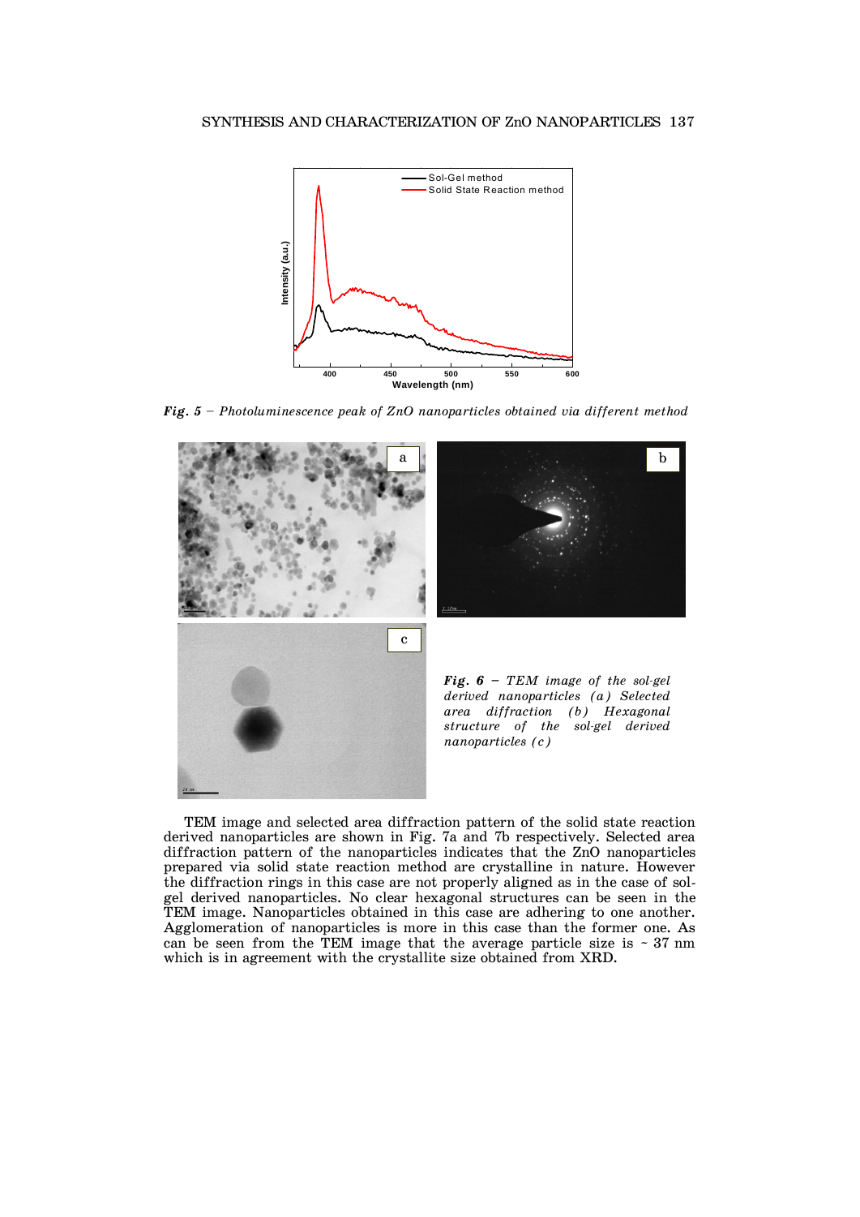*Fig. 5* – *Photoluminescence peak of ZnO nanoparticles obtained via different method*

***Fig. 6*** – *TEM image of the sol-gel derived nanoparticles (a) Selected area diffraction (b) Hexagonal structure of the sol-gel derived nanoparticles (c)*

TEM image and selected area diffraction pattern of the solid state reaction derived nanoparticles are shown in Fig. 7a and 7b respectively. Selected area diffraction pattern of the nanoparticles indicates that the ZnO nanoparticles prepared via solid state reaction method are crystalline in nature. However the diffraction rings in this case are not properly aligned as in the case of sol-gel derived nanoparticles. No clear hexagonal structures can be seen in the TEM image. Nanoparticles obtained in this case are adhering to one another. Agglomeration of nanoparticles is more in this case than the former one. As can be seen from the TEM image that the average particle size is ~ 37 nm which is in agreement with the crystallite size obtained from XRD.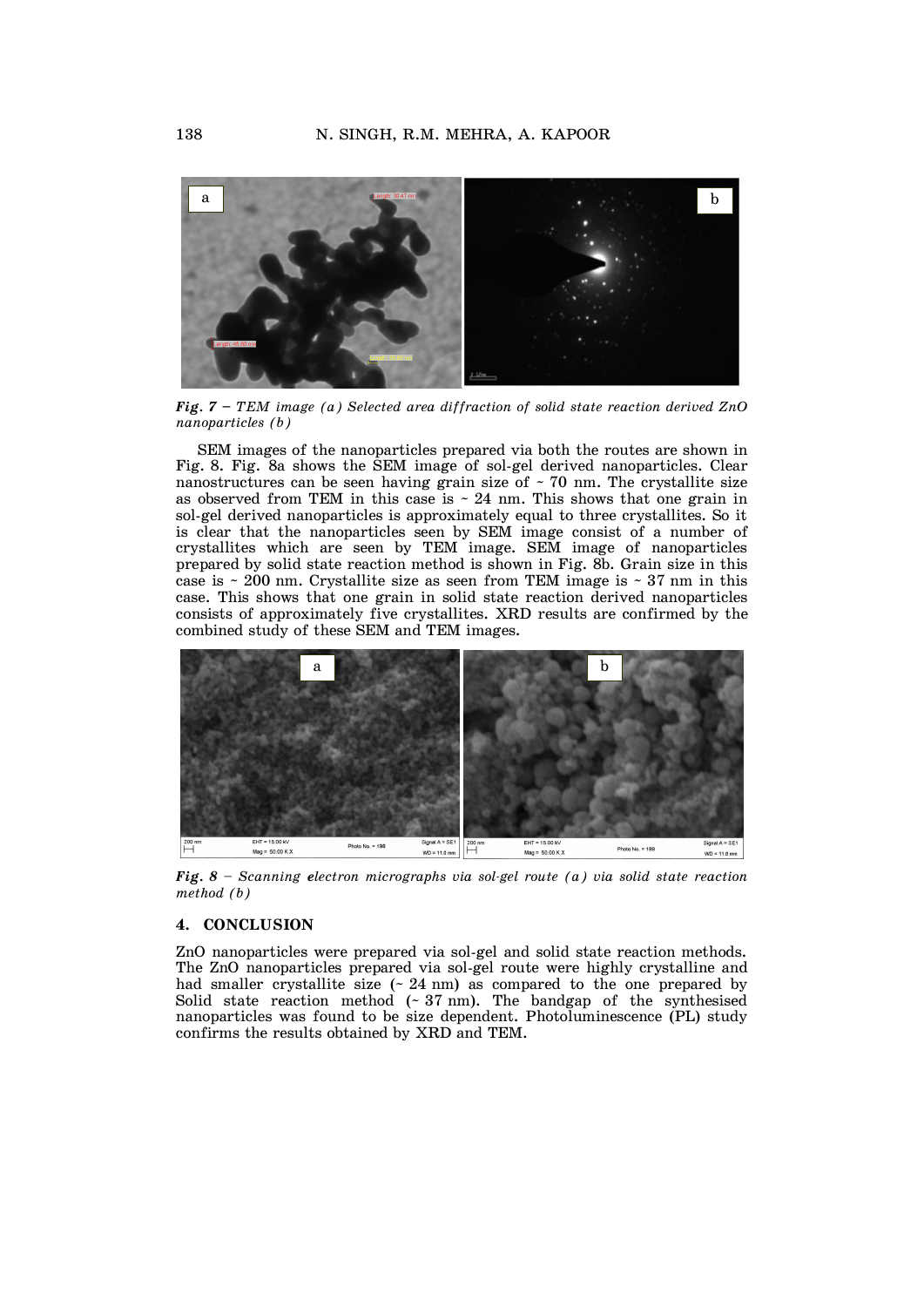*Fig. 7 – TEM image (a) Selected area diffraction of solid state reaction derived ZnO nanoparticles (b)*

SEM images of the nanoparticles prepared via both the routes are shown in Fig. 8. Fig. 8a shows the SEM image of sol-gel derived nanoparticles. Clear nanostructures can be seen having grain size of ~ 70 nm. The crystallite size as observed from TEM in this case is ~ 24 nm. This shows that one grain in sol-gel derived nanoparticles is approximately equal to three crystallites. So it is clear that the nanoparticles seen by SEM image consist of a number of crystallites which are seen by TEM image. SEM image of nanoparticles prepared by solid state reaction method is shown in Fig. 8b. Grain size in this case is ~ 200 nm. Crystallite size as seen from TEM image is ~ 37 nm in this case. This shows that one grain in solid state reaction derived nanoparticles consists of approximately five crystallites. XRD results are confirmed by the combined study of these SEM and TEM images.

*Fig. 8 – Scanning electron micrographs via sol-gel route (a) via solid state reaction method (b)*

## 4. CONCLUSION

ZnO nanoparticles were prepared via sol-gel and solid state reaction methods. The ZnO nanoparticles prepared via sol-gel route were highly crystalline and had smaller crystallite size (~ 24 nm) as compared to the one prepared by Solid state reaction method (~ 37 nm). The bandgap of the synthesised nanoparticles was found to be size dependent. Photoluminescence (PL) study confirms the results obtained by XRD and TEM.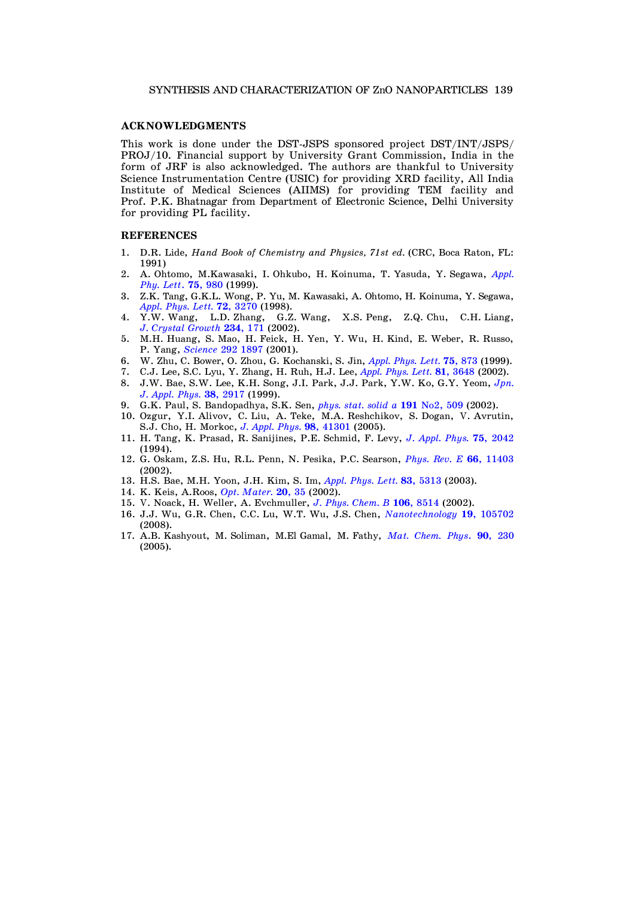## ACKNOWLEDGMENTS

This work is done under the DST-JSPS sponsored project DST/INT/JSPS/PROJ/10. Financial support by University Grant Commission, India in the form of JRF is also acknowledged. The authors are thankful to University Science Instrumentation Centre (USIC) for providing XRD facility, All India Institute of Medical Sciences (AIIMS) for providing TEM facility and Prof. P.K. Bhatnagar from Department of Electronic Science, Delhi University for providing PL facility.

## REFERENCES

1. D.R. Lide, *Hand Book of Chemistry and Physics, 71st ed.* (CRC, Boca Raton, FL: 1991)
2. A. Ohtomo, M.Kawasaki, I. Ohkubo, H. Koinuma, T. Yasuda, Y. Segawa, *Appl. Phy. Lett*. **75**, 980 (1999).
3. Z.K. Tang, G.K.L. Wong, P. Yu, M. Kawasaki, A. Ohtomo, H. Koinuma, Y. Segawa, *Appl. Phys. Lett.* **72**, 3270 (1998).
4. Y.W. Wang, L.D. Zhang, G.Z. Wang, X.S. Peng, Z.Q. Chu, C.H. Liang, *J. Crystal Growth* **234**, 171 (2002).
5. M.H. Huang, S. Mao, H. Feick, H. Yen, Y. Wu, H. Kind, E. Weber, R. Russo, P. Yang, *Science* 292 1897 (2001).
6. W. Zhu, C. Bower, O. Zhou, G. Kochanski, S. Jin, *Appl. Phys. Lett.* **75**, 873 (1999).
7. C.J. Lee, S.C. Lyu, Y. Zhang, H. Ruh, H.J. Lee, *Appl. Phys. Lett.* **81**, 3648 (2002).
8. J.W. Bae, S.W. Lee, K.H. Song, J.I. Park, J.J. Park, Y.W. Ko, G.Y. Yeom, *Jpn. J. Appl. Phys.* **38**, 2917 (1999).
9. G.K. Paul, S. Bandopadhya, S.K. Sen, *phys. stat. solid a* **191** No2, 509 (2002).
10. Ozgur, Y.I. Alivov, C. Liu, A. Teke, M.A. Reshchikov, S. Dogan, V. Avrutin, S.J. Cho, H. Morkoc, *J. Appl. Phys.* **98**, 41301 (2005).
11. H. Tang, K. Prasad, R. Sanijines, P.E. Schmid, F. Levy, *J. Appl. Phys.* **75**, 2042 (1994).
12. G. Oskam, Z.S. Hu, R.L. Penn, N. Pesika, P.C. Searson, *Phys. Rev. E* **66**, 11403 (2002).
13. H.S. Bae, M.H. Yoon, J.H. Kim, S. Im, *Appl. Phys. Lett.* **83**, 5313 (2003).
14. K. Keis, A.Roos, *Opt. Mater.* **20**, 35 (2002).
15. V. Noack, H. Weller, A. Evchmuller, *J. Phys. Chem. B* **106**, 8514 (2002).
16. J.J. Wu, G.R. Chen, C.C. Lu, W.T. Wu, J.S. Chen, *Nanotechnology* **19**, 105702 (2008).
17. A.B. Kashyout, M. Soliman, M.El Gamal, M. Fathy, *Mat. Chem. Phys.* **90**, 230 (2005).